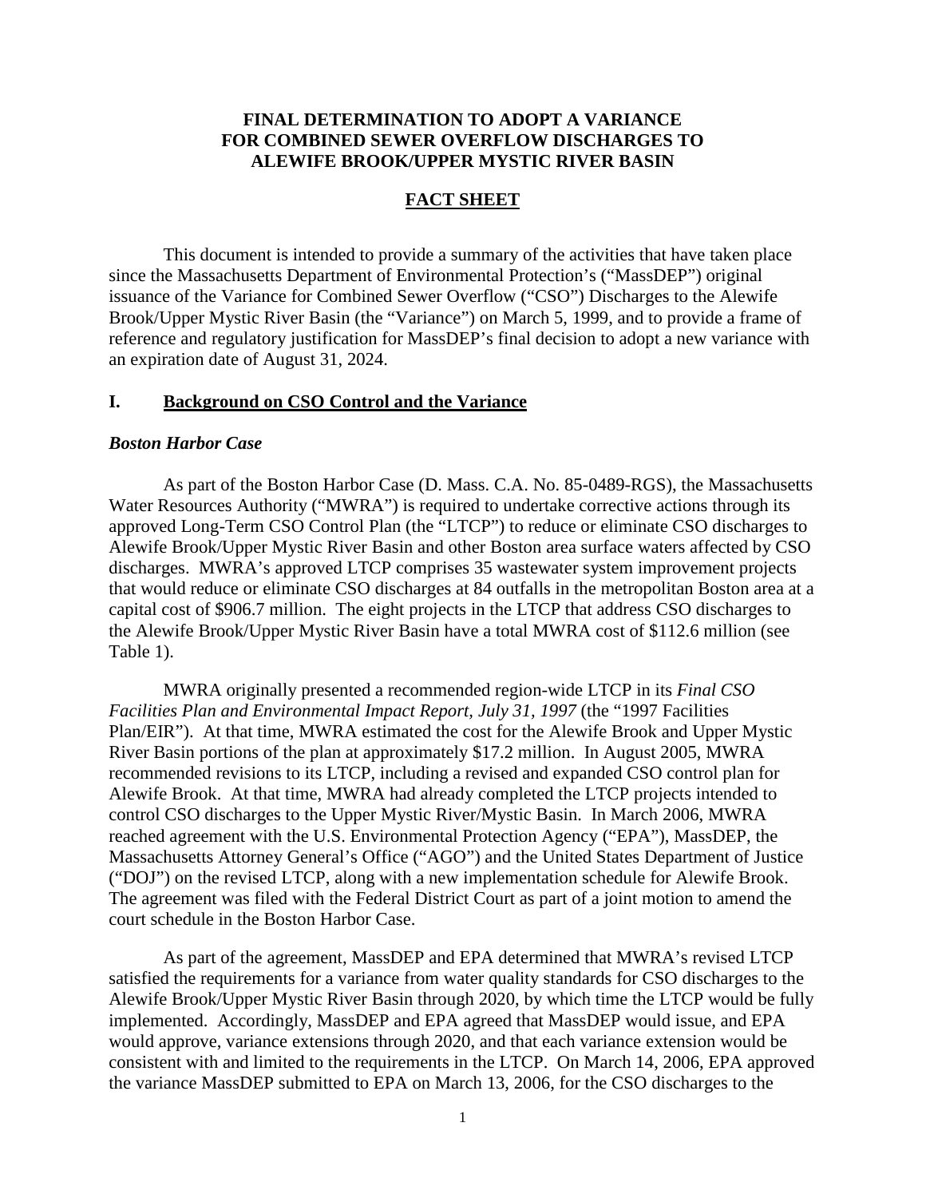# FINAL DETERMINATION TO ADOPT A VARIANCE FOR COMBINED SEWER OVERFLOW DISCHARGES TO ALEWIFE BROOK/UPPER MYSTIC RIVER BASIN

## FACT SHEET

This document is intended to provide a summary of the activities that have taken place since the Massachusetts Department of Environmental Protection's ("MassDEP") original issuance of the Variance for Combined Sewer Overflow ("CSO") Discharges to the Alewife Brook/Upper Mystic River Basin (the "Variance") on March 5, 1999, and to provide a frame of reference and regulatory justification for MassDEP's final decision to adopt a new variance with an expiration date of August 31, 2024.

## I. Background on CSO Control and the Variance

### *Boston Harbor Case*

As part of the Boston Harbor Case (D. Mass. C.A. No. 85-0489-RGS), the Massachusetts Water Resources Authority ("MWRA") is required to undertake corrective actions through its approved Long-Term CSO Control Plan (the "LTCP") to reduce or eliminate CSO discharges to Alewife Brook/Upper Mystic River Basin and other Boston area surface waters affected by CSO discharges. MWRA's approved LTCP comprises 35 wastewater system improvement projects that would reduce or eliminate CSO discharges at 84 outfalls in the metropolitan Boston area at a capital cost of $906.7 million. The eight projects in the LTCP that address CSO discharges to the Alewife Brook/Upper Mystic River Basin have a total MWRA cost of $112.6 million (see Table 1).

MWRA originally presented a recommended region-wide LTCP in its *Final CSO Facilities Plan and Environmental Impact Report, July 31, 1997* (the "1997 Facilities Plan/EIR"). At that time, MWRA estimated the cost for the Alewife Brook and Upper Mystic River Basin portions of the plan at approximately $17.2 million. In August 2005, MWRA recommended revisions to its LTCP, including a revised and expanded CSO control plan for Alewife Brook. At that time, MWRA had already completed the LTCP projects intended to control CSO discharges to the Upper Mystic River/Mystic Basin. In March 2006, MWRA reached agreement with the U.S. Environmental Protection Agency ("EPA"), MassDEP, the Massachusetts Attorney General's Office ("AGO") and the United States Department of Justice ("DOJ") on the revised LTCP, along with a new implementation schedule for Alewife Brook. The agreement was filed with the Federal District Court as part of a joint motion to amend the court schedule in the Boston Harbor Case.

As part of the agreement, MassDEP and EPA determined that MWRA's revised LTCP satisfied the requirements for a variance from water quality standards for CSO discharges to the Alewife Brook/Upper Mystic River Basin through 2020, by which time the LTCP would be fully implemented. Accordingly, MassDEP and EPA agreed that MassDEP would issue, and EPA would approve, variance extensions through 2020, and that each variance extension would be consistent with and limited to the requirements in the LTCP. On March 14, 2006, EPA approved the variance MassDEP submitted to EPA on March 13, 2006, for the CSO discharges to the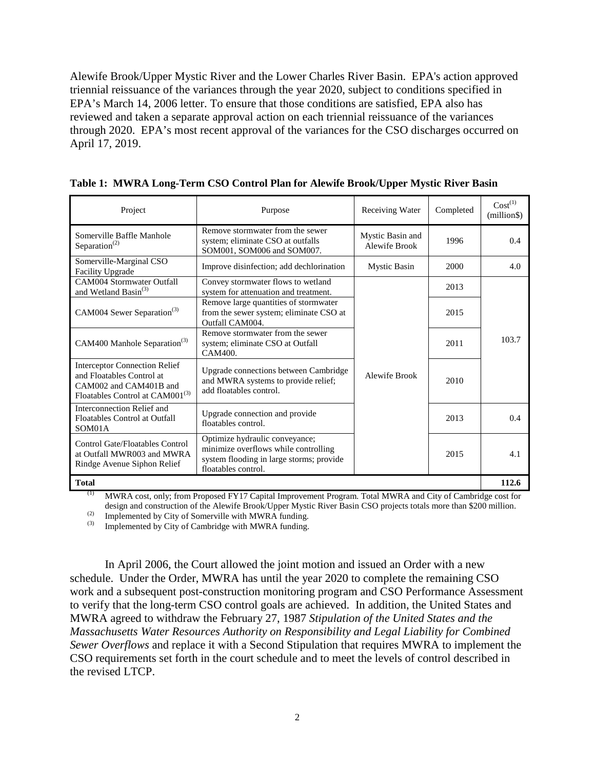Alewife Brook/Upper Mystic River and the Lower Charles River Basin. EPA's action approved triennial reissuance of the variances through the year 2020, subject to conditions specified in EPA's March 14, 2006 letter. To ensure that those conditions are satisfied, EPA also has reviewed and taken a separate approval action on each triennial reissuance of the variances through 2020. EPA's most recent approval of the variances for the CSO discharges occurred on April 17, 2019.

**Table 1: MWRA Long-Term CSO Control Plan for Alewife Brook/Upper Mystic River Basin**

| Project | Purpose | Receiving Water | Completed | Cost[(1)] (million$) |
|---|---|---|---|---|
| Somerville Baffle Manhole Separation[(2)] | Remove stormwater from the sewer system; eliminate CSO at outfalls SOM001, SOM006 and SOM007. | Mystic Basin and Alewife Brook | 1996 | 0.4 |
| Somerville-Marginal CSO Facility Upgrade | Improve disinfection; add dechlorination | Mystic Basin | 2000 | 4.0 |
| CAM004 Stormwater Outfall and Wetland Basin[(3)] | Convey stormwater flows to wetland system for attenuation and treatment. | Alewife Brook | 2013 | 103.7 |
| CAM004 Sewer Separation[(3)] | Remove large quantities of stormwater from the sewer system; eliminate CSO at Outfall CAM004. | | 2015 | |
| CAM400 Manhole Separation[(3)] | Remove stormwater from the sewer system; eliminate CSO at Outfall CAM400. | | 2011 | |
| Interceptor Connection Relief and Floatables Control at CAM002 and CAM401B and Floatables Control at CAM001[(3)] | Upgrade connections between Cambridge and MWRA systems to provide relief; add floatables control. | | 2010 | |
| Interconnection Relief and Floatables Control at Outfall SOM01A | Upgrade connection and provide floatables control. | | 2013 | 0.4 |
| Control Gate/Floatables Control at Outfall MWR003 and MWRA Rindge Avenue Siphon Relief | Optimize hydraulic conveyance; minimize overflows while controlling system flooding in large storms; provide floatables control. | | 2015 | 4.1 |
| **Total** | | | | **112.6** |

(1) MWRA cost, only; from Proposed FY17 Capital Improvement Program. Total MWRA and City of Cambridge cost for design and construction of the Alewife Brook/Upper Mystic River Basin CSO projects totals more than $200 million.
(2) Implemented by City of Somerville with MWRA funding.
(3) Implemented by City of Cambridge with MWRA funding.

In April 2006, the Court allowed the joint motion and issued an Order with a new schedule. Under the Order, MWRA has until the year 2020 to complete the remaining CSO work and a subsequent post-construction monitoring program and CSO Performance Assessment to verify that the long-term CSO control goals are achieved. In addition, the United States and MWRA agreed to withdraw the February 27, 1987 *Stipulation of the United States and the Massachusetts Water Resources Authority on Responsibility and Legal Liability for Combined Sewer Overflows* and replace it with a Second Stipulation that requires MWRA to implement the CSO requirements set forth in the court schedule and to meet the levels of control described in the revised LTCP.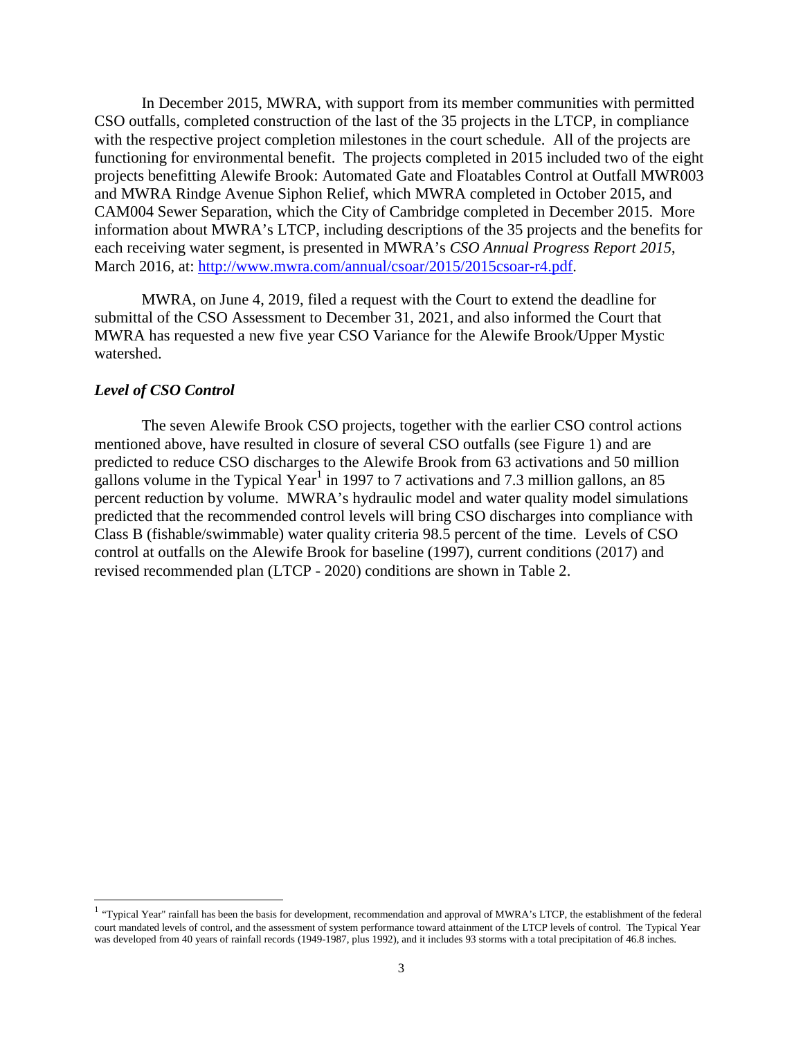In December 2015, MWRA, with support from its member communities with permitted CSO outfalls, completed construction of the last of the 35 projects in the LTCP, in compliance with the respective project completion milestones in the court schedule. All of the projects are functioning for environmental benefit. The projects completed in 2015 included two of the eight projects benefitting Alewife Brook: Automated Gate and Floatables Control at Outfall MWR003 and MWRA Rindge Avenue Siphon Relief, which MWRA completed in October 2015, and CAM004 Sewer Separation, which the City of Cambridge completed in December 2015. More information about MWRA's LTCP, including descriptions of the 35 projects and the benefits for each receiving water segment, is presented in MWRA's *CSO Annual Progress Report 2015*, March 2016, at: [http://www.mwra.com/annual/csoar/2015/2015csoar-r4.pdf](http://www.mwra.com/annual/csoar/2015/2015csoar-r4.pdf).

MWRA, on June 4, 2019, filed a request with the Court to extend the deadline for submittal of the CSO Assessment to December 31, 2021, and also informed the Court that MWRA has requested a new five year CSO Variance for the Alewife Brook/Upper Mystic watershed.

### *Level of CSO Control*

The seven Alewife Brook CSO projects, together with the earlier CSO control actions mentioned above, have resulted in closure of several CSO outfalls (see Figure 1) and are predicted to reduce CSO discharges to the Alewife Brook from 63 activations and 50 million gallons volume in the Typical Year[1] in 1997 to 7 activations and 7.3 million gallons, an 85 percent reduction by volume. MWRA's hydraulic model and water quality model simulations predicted that the recommended control levels will bring CSO discharges into compliance with Class B (fishable/swimmable) water quality criteria 98.5 percent of the time. Levels of CSO control at outfalls on the Alewife Brook for baseline (1997), current conditions (2017) and revised recommended plan (LTCP - 2020) conditions are shown in Table 2.

[1] "Typical Year" rainfall has been the basis for development, recommendation and approval of MWRA's LTCP, the establishment of the federal court mandated levels of control, and the assessment of system performance toward attainment of the LTCP levels of control. The Typical Year was developed from 40 years of rainfall records (1949-1987, plus 1992), and it includes 93 storms with a total precipitation of 46.8 inches.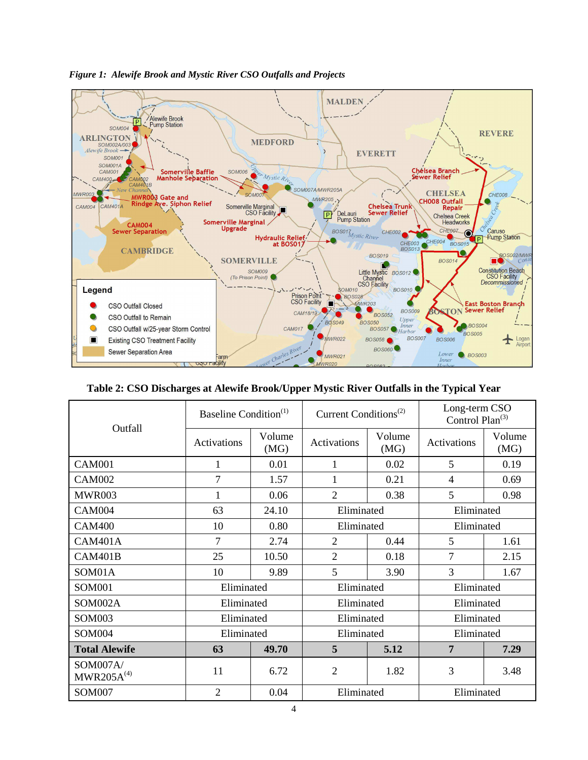*Figure 1: Alewife Brook and Mystic River CSO Outfalls and Projects*

**Table 2: CSO Discharges at Alewife Brook/Upper Mystic River Outfalls in the Typical Year**

| Outfall | Baseline Condition[1] | | Current Conditions[2] | | Long-term CSO Control Plan[3] | |
|---|---|---|---|---|---|---|
| | Activations | Volume (MG) | Activations | Volume (MG) | Activations | Volume (MG) |
| CAM001 | 1 | 0.01 | 1 | 0.02 | 5 | 0.19 |
| CAM002 | 7 | 1.57 | 1 | 0.21 | 4 | 0.69 |
| MWR003 | 1 | 0.06 | 2 | 0.38 | 5 | 0.98 |
| CAM004 | 63 | 24.10 | Eliminated | | Eliminated | |
| CAM400 | 10 | 0.80 | Eliminated | | Eliminated | |
| CAM401A | 7 | 2.74 | 2 | 0.44 | 5 | 1.61 |
| CAM401B | 25 | 10.50 | 2 | 0.18 | 7 | 2.15 |
| SOM01A | 10 | 9.89 | 5 | 3.90 | 3 | 1.67 |
| SOM001 | Eliminated | | Eliminated | | Eliminated | |
| SOM002A | Eliminated | | Eliminated | | Eliminated | |
| SOM003 | Eliminated | | Eliminated | | Eliminated | |
| SOM004 | Eliminated | | Eliminated | | Eliminated | |
| **Total Alewife** | **63** | **49.70** | **5** | **5.12** | **7** | **7.29** |
| SOM007A/ MWR205A[4] | 11 | 6.72 | 2 | 1.82 | 3 | 3.48 |
| SOM007 | 2 | 0.04 | Eliminated | | Eliminated | |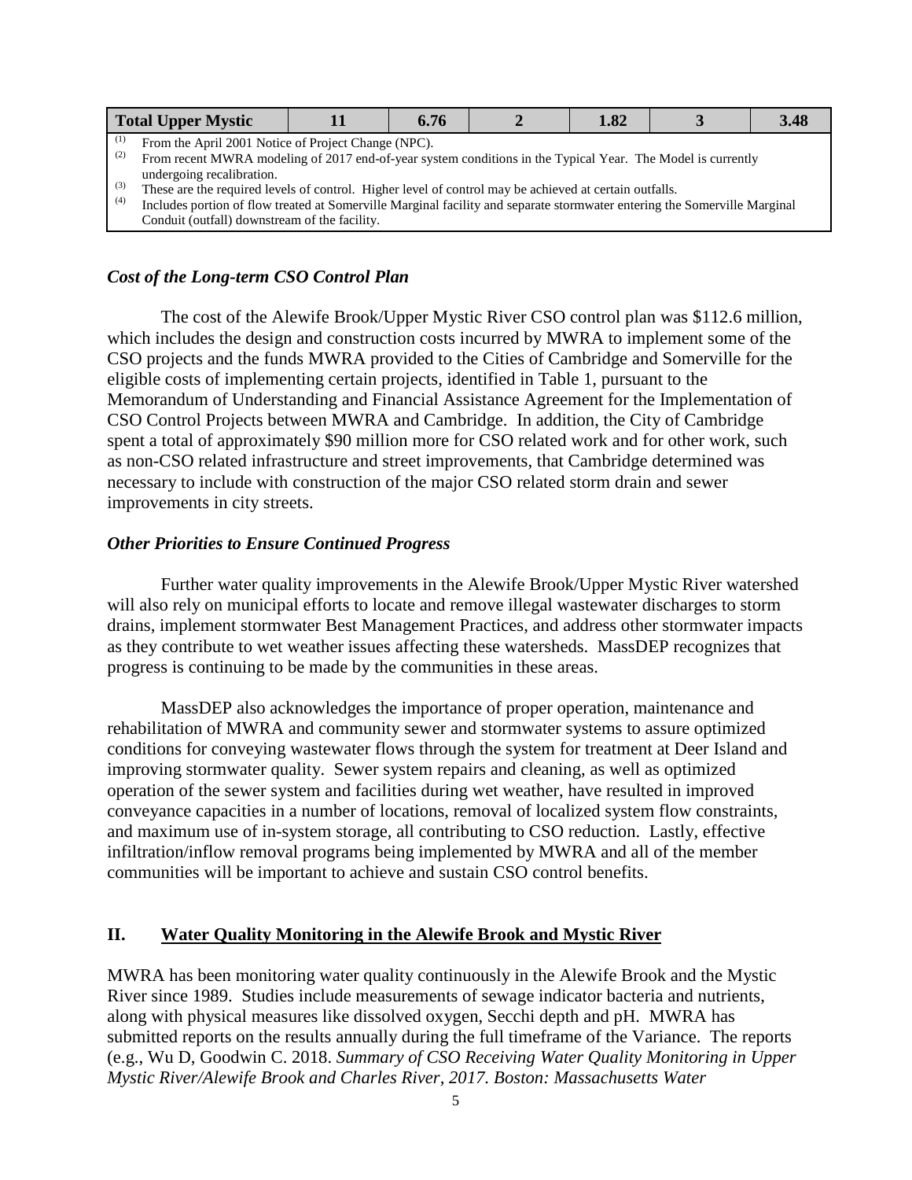| Total Upper Mystic | 11 | 6.76 | 2 | 1.82 | 3 | 3.48 |
|---|---|---|---|---|---|---|

(1) From the April 2001 Notice of Project Change (NPC).
(2) From recent MWRA modeling of 2017 end-of-year system conditions in the Typical Year. The Model is currently undergoing recalibration.
(3) These are the required levels of control. Higher level of control may be achieved at certain outfalls.
(4) Includes portion of flow treated at Somerville Marginal facility and separate stormwater entering the Somerville Marginal Conduit (outfall) downstream of the facility.

### *Cost of the Long-term CSO Control Plan*

The cost of the Alewife Brook/Upper Mystic River CSO control plan was $112.6 million, which includes the design and construction costs incurred by MWRA to implement some of the CSO projects and the funds MWRA provided to the Cities of Cambridge and Somerville for the eligible costs of implementing certain projects, identified in Table 1, pursuant to the Memorandum of Understanding and Financial Assistance Agreement for the Implementation of CSO Control Projects between MWRA and Cambridge. In addition, the City of Cambridge spent a total of approximately $90 million more for CSO related work and for other work, such as non-CSO related infrastructure and street improvements, that Cambridge determined was necessary to include with construction of the major CSO related storm drain and sewer improvements in city streets.

### *Other Priorities to Ensure Continued Progress*

Further water quality improvements in the Alewife Brook/Upper Mystic River watershed will also rely on municipal efforts to locate and remove illegal wastewater discharges to storm drains, implement stormwater Best Management Practices, and address other stormwater impacts as they contribute to wet weather issues affecting these watersheds. MassDEP recognizes that progress is continuing to be made by the communities in these areas.

MassDEP also acknowledges the importance of proper operation, maintenance and rehabilitation of MWRA and community sewer and stormwater systems to assure optimized conditions for conveying wastewater flows through the system for treatment at Deer Island and improving stormwater quality. Sewer system repairs and cleaning, as well as optimized operation of the sewer system and facilities during wet weather, have resulted in improved conveyance capacities in a number of locations, removal of localized system flow constraints, and maximum use of in-system storage, all contributing to CSO reduction. Lastly, effective infiltration/inflow removal programs being implemented by MWRA and all of the member communities will be important to achieve and sustain CSO control benefits.

## II. <u>Water Quality Monitoring in the Alewife Brook and Mystic River</u>

MWRA has been monitoring water quality continuously in the Alewife Brook and the Mystic River since 1989. Studies include measurements of sewage indicator bacteria and nutrients, along with physical measures like dissolved oxygen, Secchi depth and pH. MWRA has submitted reports on the results annually during the full timeframe of the Variance. The reports (e.g., Wu D, Goodwin C. 2018. *Summary of CSO Receiving Water Quality Monitoring in Upper Mystic River/Alewife Brook and Charles River, 2017. Boston: Massachusetts Water*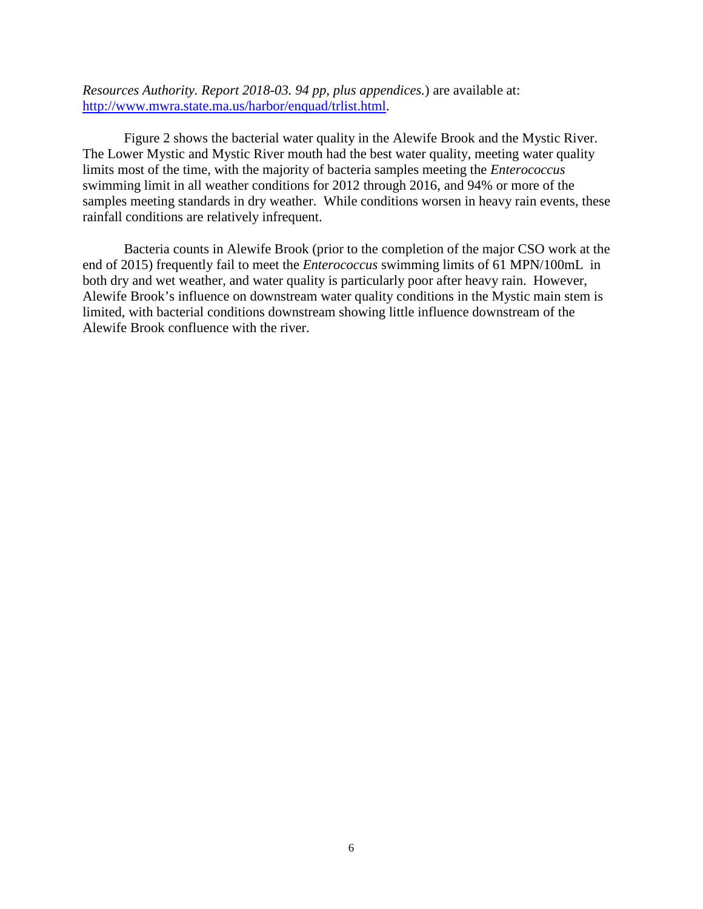*Resources Authority. Report 2018-03. 94 pp, plus appendices.*) are available at: [http://www.mwra.state.ma.us/harbor/enquad/trlist.html](http://www.mwra.state.ma.us/harbor/enquad/trlist.html).

Figure 2 shows the bacterial water quality in the Alewife Brook and the Mystic River. The Lower Mystic and Mystic River mouth had the best water quality, meeting water quality limits most of the time, with the majority of bacteria samples meeting the *Enterococcus* swimming limit in all weather conditions for 2012 through 2016, and 94% or more of the samples meeting standards in dry weather. While conditions worsen in heavy rain events, these rainfall conditions are relatively infrequent.

Bacteria counts in Alewife Brook (prior to the completion of the major CSO work at the end of 2015) frequently fail to meet the *Enterococcus* swimming limits of 61 MPN/100mL in both dry and wet weather, and water quality is particularly poor after heavy rain. However, Alewife Brook's influence on downstream water quality conditions in the Mystic main stem is limited, with bacterial conditions downstream showing little influence downstream of the Alewife Brook confluence with the river.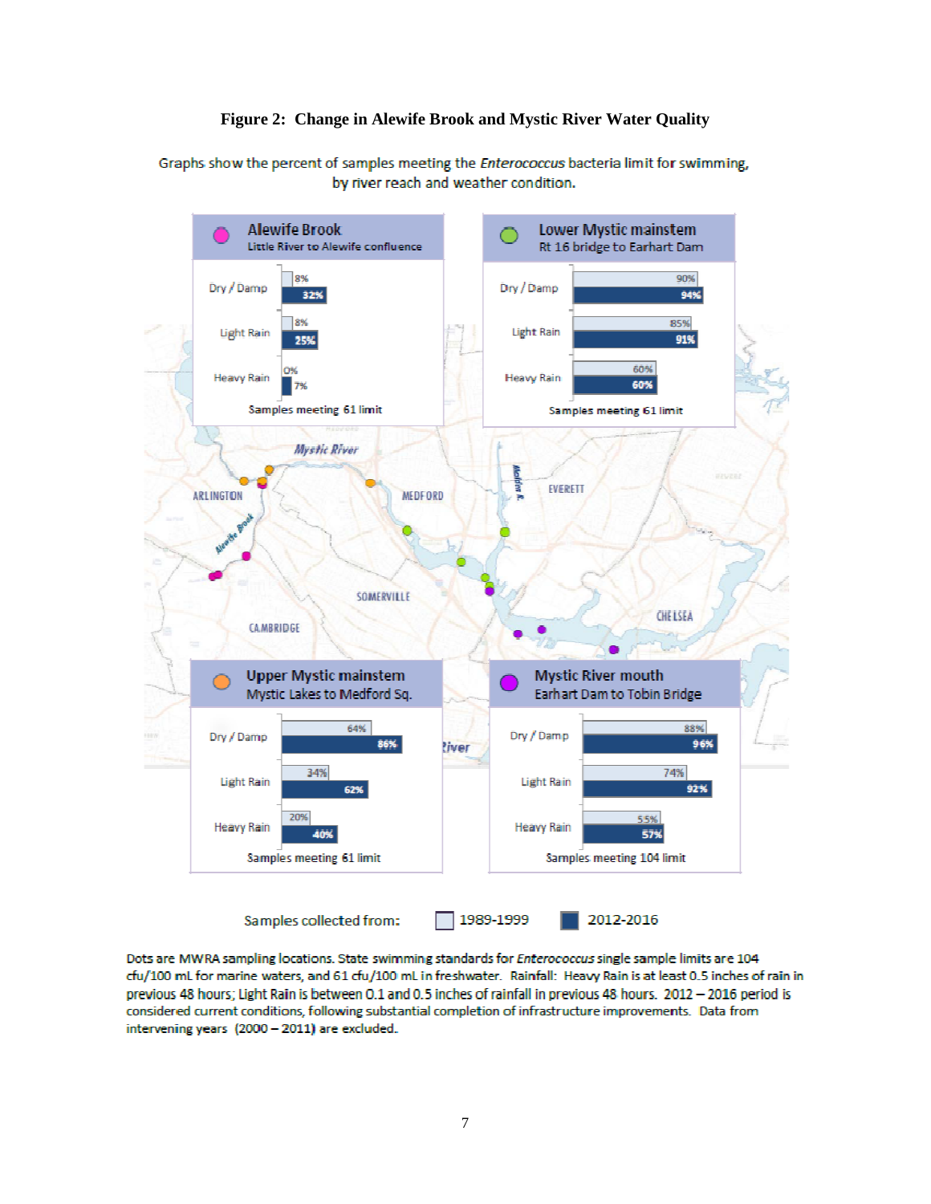**Figure 2: Change in Alewife Brook and Mystic River Water Quality**

Graphs show the percent of samples meeting the *Enterococcus* bacteria limit for swimming, by river reach and weather condition.

Alewife Brook
Little River to Alewife confluence
Dry / Damp 8% 32%
Light Rain 8% 25%
Heavy Rain 0% 7%
Samples meeting 61 limit

Lower Mystic mainstem
Rt 16 bridge to Earhart Dam
Dry / Damp 90% 94%
Light Rain 85% 91%
Heavy Rain 60% 60%
Samples meeting 61 limit

Mystic River
ARLINGTON
Alewife Brook
MEDFORD
Malden R.
EVERETT
SOMERVILLE
CAMBRIDGE
CHELSEA

Upper Mystic mainstem
Mystic Lakes to Medford Sq.
Dry / Damp 64% 86%
Light Rain 34% 62%
Heavy Rain 20% 40%
Samples meeting 61 limit

Mystic River mouth
Earhart Dam to Tobin Bridge
Dry / Damp 88% 96%
Light Rain 74% 92%
Heavy Rain 55% 57%
Samples meeting 104 limit

Samples collected from: 1989-1999 2012-2016

Dots are MWRA sampling locations. State swimming standards for *Enterococcus* single sample limits are 104 cfu/100 mL for marine waters, and 61 cfu/100 mL in freshwater. Rainfall: Heavy Rain is at least 0.5 inches of rain in previous 48 hours; Light Rain is between 0.1 and 0.5 inches of rainfall in previous 48 hours. 2012 – 2016 period is considered current conditions, following substantial completion of infrastructure improvements. Data from intervening years (2000 – 2011) are excluded.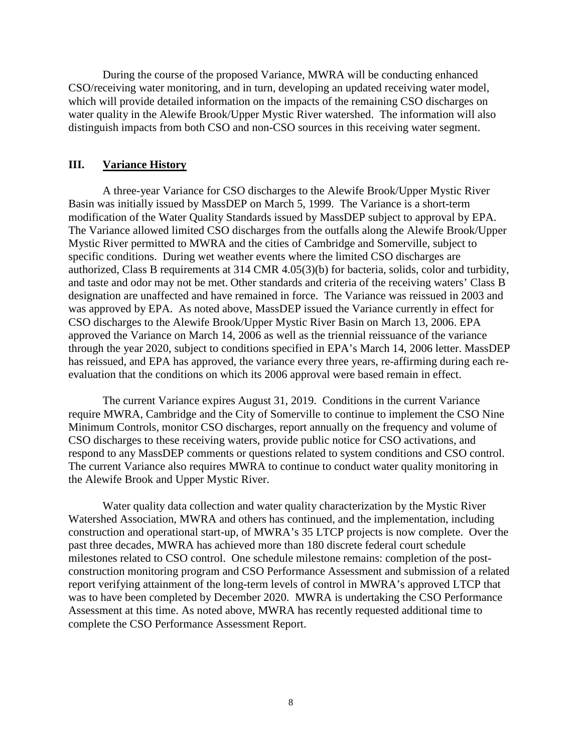During the course of the proposed Variance, MWRA will be conducting enhanced CSO/receiving water monitoring, and in turn, developing an updated receiving water model, which will provide detailed information on the impacts of the remaining CSO discharges on water quality in the Alewife Brook/Upper Mystic River watershed. The information will also distinguish impacts from both CSO and non-CSO sources in this receiving water segment.

## III. Variance History

A three-year Variance for CSO discharges to the Alewife Brook/Upper Mystic River Basin was initially issued by MassDEP on March 5, 1999. The Variance is a short-term modification of the Water Quality Standards issued by MassDEP subject to approval by EPA. The Variance allowed limited CSO discharges from the outfalls along the Alewife Brook/Upper Mystic River permitted to MWRA and the cities of Cambridge and Somerville, subject to specific conditions. During wet weather events where the limited CSO discharges are authorized, Class B requirements at 314 CMR 4.05(3)(b) for bacteria, solids, color and turbidity, and taste and odor may not be met. Other standards and criteria of the receiving waters' Class B designation are unaffected and have remained in force. The Variance was reissued in 2003 and was approved by EPA. As noted above, MassDEP issued the Variance currently in effect for CSO discharges to the Alewife Brook/Upper Mystic River Basin on March 13, 2006. EPA approved the Variance on March 14, 2006 as well as the triennial reissuance of the variance through the year 2020, subject to conditions specified in EPA's March 14, 2006 letter. MassDEP has reissued, and EPA has approved, the variance every three years, re-affirming during each re-evaluation that the conditions on which its 2006 approval were based remain in effect.

The current Variance expires August 31, 2019. Conditions in the current Variance require MWRA, Cambridge and the City of Somerville to continue to implement the CSO Nine Minimum Controls, monitor CSO discharges, report annually on the frequency and volume of CSO discharges to these receiving waters, provide public notice for CSO activations, and respond to any MassDEP comments or questions related to system conditions and CSO control. The current Variance also requires MWRA to continue to conduct water quality monitoring in the Alewife Brook and Upper Mystic River.

Water quality data collection and water quality characterization by the Mystic River Watershed Association, MWRA and others has continued, and the implementation, including construction and operational start-up, of MWRA's 35 LTCP projects is now complete. Over the past three decades, MWRA has achieved more than 180 discrete federal court schedule milestones related to CSO control. One schedule milestone remains: completion of the post-construction monitoring program and CSO Performance Assessment and submission of a related report verifying attainment of the long-term levels of control in MWRA's approved LTCP that was to have been completed by December 2020. MWRA is undertaking the CSO Performance Assessment at this time. As noted above, MWRA has recently requested additional time to complete the CSO Performance Assessment Report.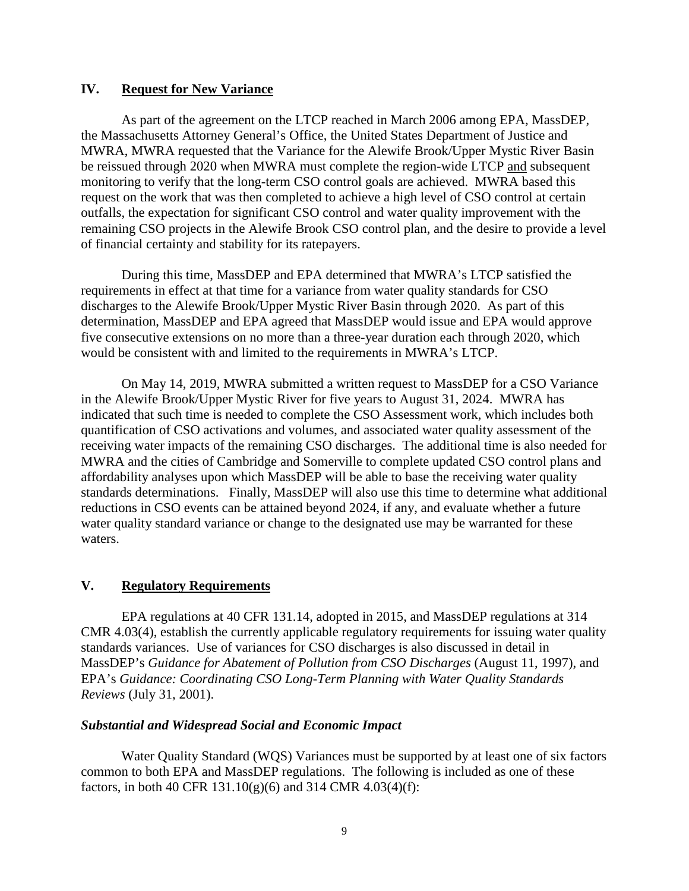## IV. <u>Request for New Variance</u>

As part of the agreement on the LTCP reached in March 2006 among EPA, MassDEP, the Massachusetts Attorney General's Office, the United States Department of Justice and MWRA, MWRA requested that the Variance for the Alewife Brook/Upper Mystic River Basin be reissued through 2020 when MWRA must complete the region-wide LTCP <u>and</u> subsequent monitoring to verify that the long-term CSO control goals are achieved. MWRA based this request on the work that was then completed to achieve a high level of CSO control at certain outfalls, the expectation for significant CSO control and water quality improvement with the remaining CSO projects in the Alewife Brook CSO control plan, and the desire to provide a level of financial certainty and stability for its ratepayers.

During this time, MassDEP and EPA determined that MWRA's LTCP satisfied the requirements in effect at that time for a variance from water quality standards for CSO discharges to the Alewife Brook/Upper Mystic River Basin through 2020. As part of this determination, MassDEP and EPA agreed that MassDEP would issue and EPA would approve five consecutive extensions on no more than a three-year duration each through 2020, which would be consistent with and limited to the requirements in MWRA's LTCP.

On May 14, 2019, MWRA submitted a written request to MassDEP for a CSO Variance in the Alewife Brook/Upper Mystic River for five years to August 31, 2024. MWRA has indicated that such time is needed to complete the CSO Assessment work, which includes both quantification of CSO activations and volumes, and associated water quality assessment of the receiving water impacts of the remaining CSO discharges. The additional time is also needed for MWRA and the cities of Cambridge and Somerville to complete updated CSO control plans and affordability analyses upon which MassDEP will be able to base the receiving water quality standards determinations. Finally, MassDEP will also use this time to determine what additional reductions in CSO events can be attained beyond 2024, if any, and evaluate whether a future water quality standard variance or change to the designated use may be warranted for these waters.

## V. <u>Regulatory Requirements</u>

EPA regulations at 40 CFR 131.14, adopted in 2015, and MassDEP regulations at 314 CMR 4.03(4), establish the currently applicable regulatory requirements for issuing water quality standards variances. Use of variances for CSO discharges is also discussed in detail in MassDEP's *Guidance for Abatement of Pollution from CSO Discharges* (August 11, 1997), and EPA's *Guidance: Coordinating CSO Long-Term Planning with Water Quality Standards Reviews* (July 31, 2001).

### *Substantial and Widespread Social and Economic Impact*

Water Quality Standard (WQS) Variances must be supported by at least one of six factors common to both EPA and MassDEP regulations. The following is included as one of these factors, in both 40 CFR 131.10(g)(6) and 314 CMR 4.03(4)(f):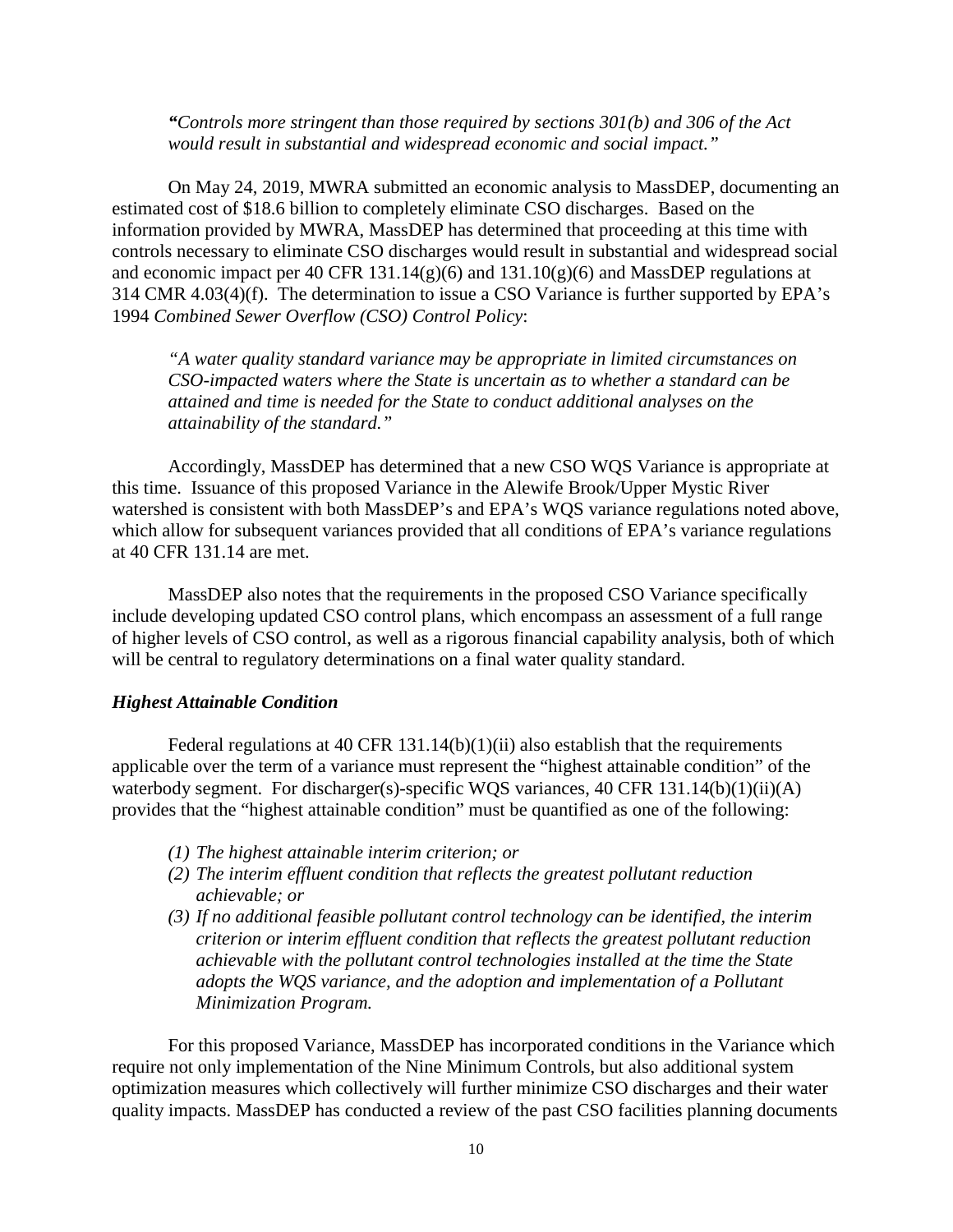*"Controls more stringent than those required by sections 301(b) and 306 of the Act would result in substantial and widespread economic and social impact."*

On May 24, 2019, MWRA submitted an economic analysis to MassDEP, documenting an estimated cost of $18.6 billion to completely eliminate CSO discharges. Based on the information provided by MWRA, MassDEP has determined that proceeding at this time with controls necessary to eliminate CSO discharges would result in substantial and widespread social and economic impact per 40 CFR 131.14(g)(6) and 131.10(g)(6) and MassDEP regulations at 314 CMR 4.03(4)(f). The determination to issue a CSO Variance is further supported by EPA's 1994 *Combined Sewer Overflow (CSO) Control Policy*:

*"A water quality standard variance may be appropriate in limited circumstances on CSO-impacted waters where the State is uncertain as to whether a standard can be attained and time is needed for the State to conduct additional analyses on the attainability of the standard."*

Accordingly, MassDEP has determined that a new CSO WQS Variance is appropriate at this time. Issuance of this proposed Variance in the Alewife Brook/Upper Mystic River watershed is consistent with both MassDEP's and EPA's WQS variance regulations noted above, which allow for subsequent variances provided that all conditions of EPA's variance regulations at 40 CFR 131.14 are met.

MassDEP also notes that the requirements in the proposed CSO Variance specifically include developing updated CSO control plans, which encompass an assessment of a full range of higher levels of CSO control, as well as a rigorous financial capability analysis, both of which will be central to regulatory determinations on a final water quality standard.

### *Highest Attainable Condition*

Federal regulations at 40 CFR 131.14(b)(1)(ii) also establish that the requirements applicable over the term of a variance must represent the "highest attainable condition" of the waterbody segment. For discharger(s)-specific WQS variances, 40 CFR 131.14(b)(1)(ii)(A) provides that the "highest attainable condition" must be quantified as one of the following:

- *(1) The highest attainable interim criterion; or*
- *(2) The interim effluent condition that reflects the greatest pollutant reduction achievable; or*
- *(3) If no additional feasible pollutant control technology can be identified, the interim criterion or interim effluent condition that reflects the greatest pollutant reduction achievable with the pollutant control technologies installed at the time the State adopts the WQS variance, and the adoption and implementation of a Pollutant Minimization Program.*

For this proposed Variance, MassDEP has incorporated conditions in the Variance which require not only implementation of the Nine Minimum Controls, but also additional system optimization measures which collectively will further minimize CSO discharges and their water quality impacts. MassDEP has conducted a review of the past CSO facilities planning documents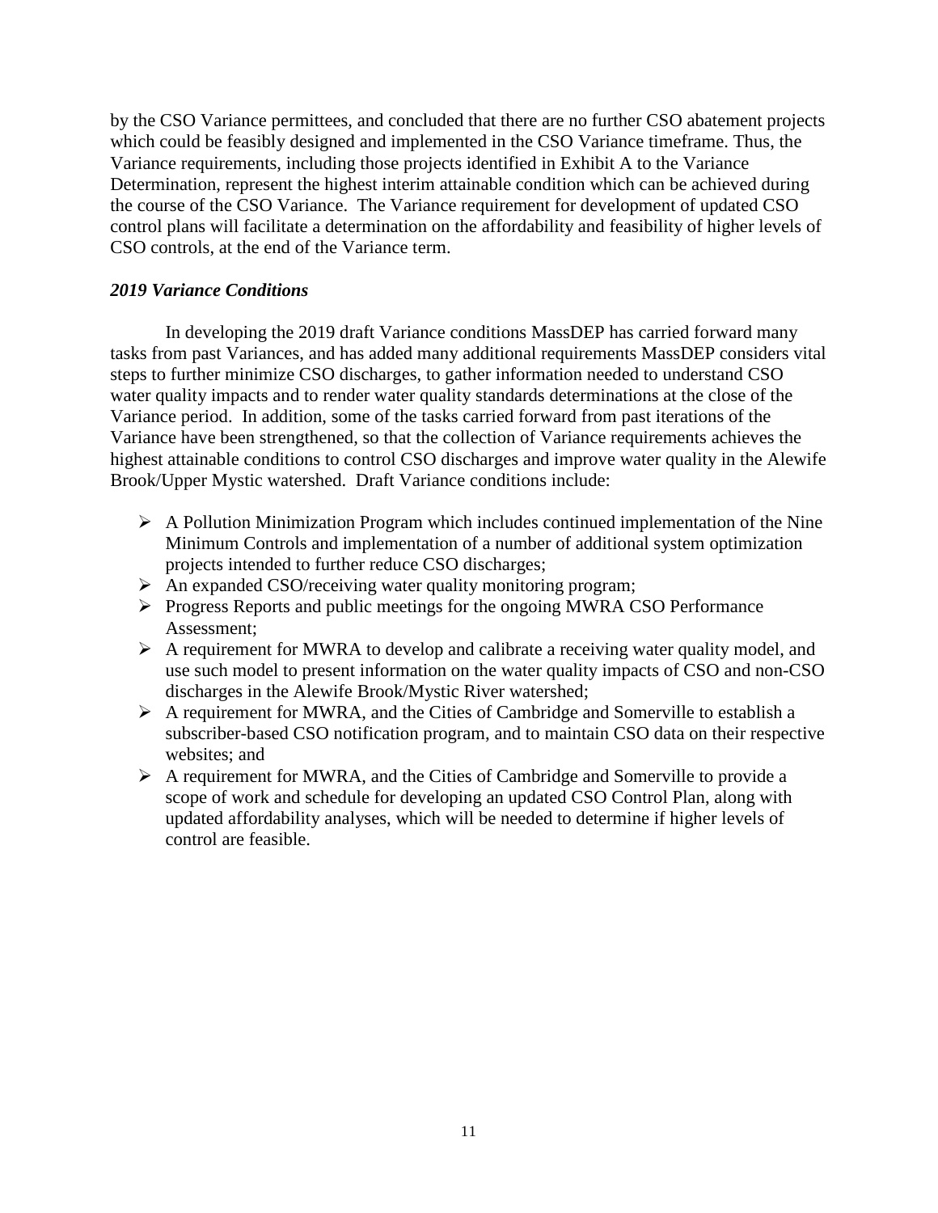by the CSO Variance permittees, and concluded that there are no further CSO abatement projects which could be feasibly designed and implemented in the CSO Variance timeframe. Thus, the Variance requirements, including those projects identified in Exhibit A to the Variance Determination, represent the highest interim attainable condition which can be achieved during the course of the CSO Variance. The Variance requirement for development of updated CSO control plans will facilitate a determination on the affordability and feasibility of higher levels of CSO controls, at the end of the Variance term.

***2019 Variance Conditions***

In developing the 2019 draft Variance conditions MassDEP has carried forward many tasks from past Variances, and has added many additional requirements MassDEP considers vital steps to further minimize CSO discharges, to gather information needed to understand CSO water quality impacts and to render water quality standards determinations at the close of the Variance period. In addition, some of the tasks carried forward from past iterations of the Variance have been strengthened, so that the collection of Variance requirements achieves the highest attainable conditions to control CSO discharges and improve water quality in the Alewife Brook/Upper Mystic watershed. Draft Variance conditions include:

- A Pollution Minimization Program which includes continued implementation of the Nine Minimum Controls and implementation of a number of additional system optimization projects intended to further reduce CSO discharges;
- An expanded CSO/receiving water quality monitoring program;
- Progress Reports and public meetings for the ongoing MWRA CSO Performance Assessment;
- A requirement for MWRA to develop and calibrate a receiving water quality model, and use such model to present information on the water quality impacts of CSO and non-CSO discharges in the Alewife Brook/Mystic River watershed;
- A requirement for MWRA, and the Cities of Cambridge and Somerville to establish a subscriber-based CSO notification program, and to maintain CSO data on their respective websites; and
- A requirement for MWRA, and the Cities of Cambridge and Somerville to provide a scope of work and schedule for developing an updated CSO Control Plan, along with updated affordability analyses, which will be needed to determine if higher levels of control are feasible.